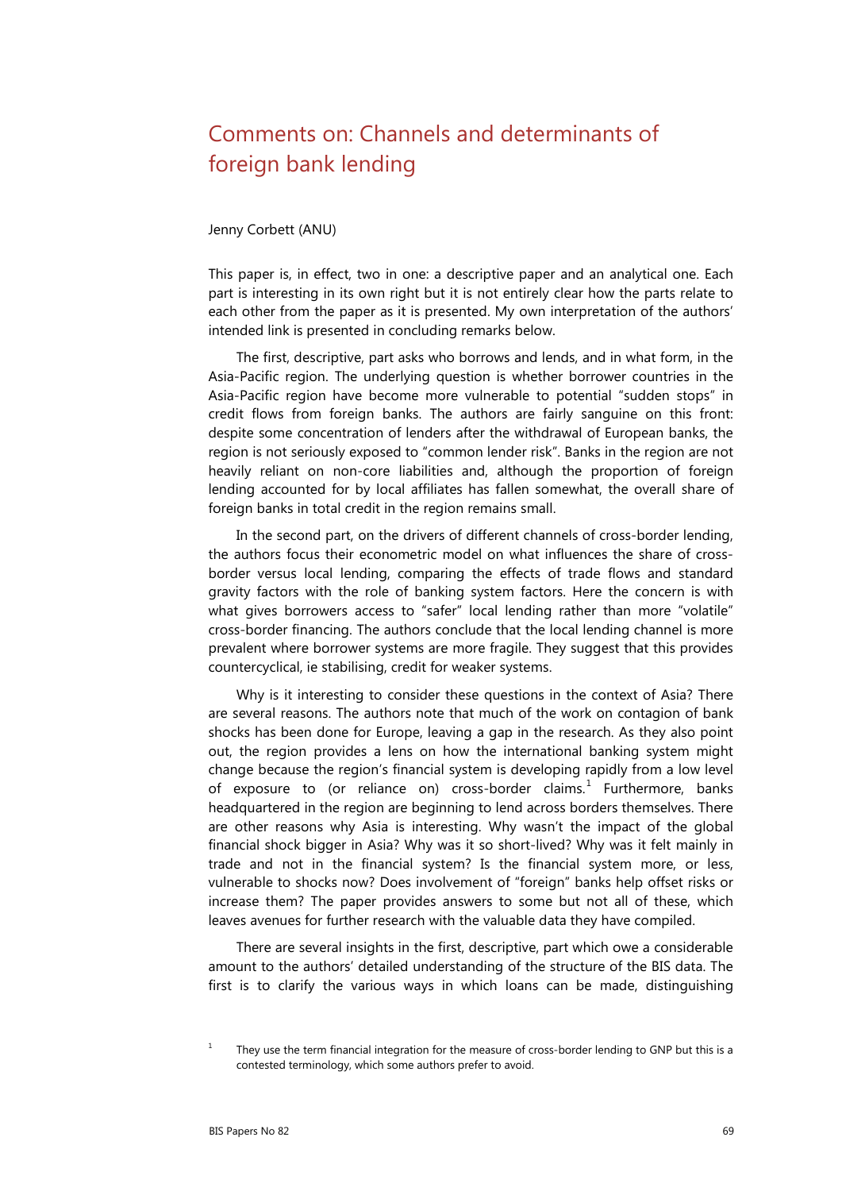# Comments on: Channels and determinants of foreign bank lending

Jenny Corbett (ANU)

This paper is, in effect, two in one: a descriptive paper and an analytical one. Each part is interesting in its own right but it is not entirely clear how the parts relate to each other from the paper as it is presented. My own interpretation of the authors' intended link is presented in concluding remarks below.

The first, descriptive, part asks who borrows and lends, and in what form, in the Asia-Pacific region. The underlying question is whether borrower countries in the Asia-Pacific region have become more vulnerable to potential "sudden stops" in credit flows from foreign banks. The authors are fairly sanguine on this front: despite some concentration of lenders after the withdrawal of European banks, the region is not seriously exposed to "common lender risk". Banks in the region are not heavily reliant on non-core liabilities and, although the proportion of foreign lending accounted for by local affiliates has fallen somewhat, the overall share of foreign banks in total credit in the region remains small.

In the second part, on the drivers of different channels of cross-border lending, the authors focus their econometric model on what influences the share of cross-border versus local lending, comparing the effects of trade flows and standard gravity factors with the role of banking system factors. Here the concern is with what gives borrowers access to "safer" local lending rather than more "volatile" cross-border financing. The authors conclude that the local lending channel is more prevalent where borrower systems are more fragile. They suggest that this provides countercyclical, ie stabilising, credit for weaker systems.

Why is it interesting to consider these questions in the context of Asia? There are several reasons. The authors note that much of the work on contagion of bank shocks has been done for Europe, leaving a gap in the research. As they also point out, the region provides a lens on how the international banking system might change because the region's financial system is developing rapidly from a low level of exposure to (or reliance on) cross-border claims.[1] Furthermore, banks headquartered in the region are beginning to lend across borders themselves. There are other reasons why Asia is interesting. Why wasn't the impact of the global financial shock bigger in Asia? Why was it so short-lived? Why was it felt mainly in trade and not in the financial system? Is the financial system more, or less, vulnerable to shocks now? Does involvement of "foreign" banks help offset risks or increase them? The paper provides answers to some but not all of these, which leaves avenues for further research with the valuable data they have compiled.

There are several insights in the first, descriptive, part which owe a considerable amount to the authors' detailed understanding of the structure of the BIS data. The first is to clarify the various ways in which loans can be made, distinguishing

[1] They use the term financial integration for the measure of cross-border lending to GNP but this is a contested terminology, which some authors prefer to avoid.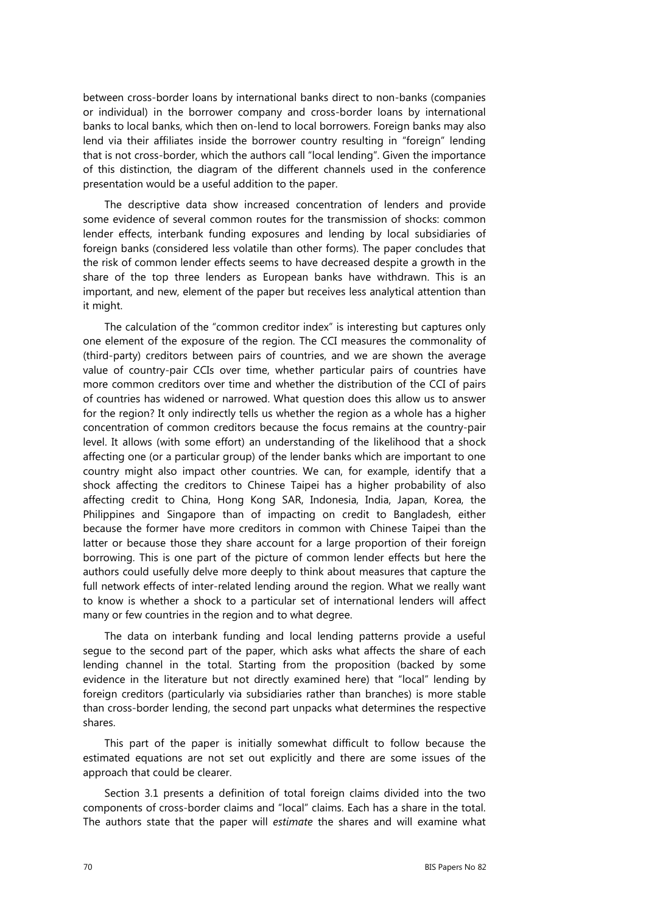between cross-border loans by international banks direct to non-banks (companies or individual) in the borrower company and cross-border loans by international banks to local banks, which then on-lend to local borrowers. Foreign banks may also lend via their affiliates inside the borrower country resulting in "foreign" lending that is not cross-border, which the authors call "local lending". Given the importance of this distinction, the diagram of the different channels used in the conference presentation would be a useful addition to the paper.

The descriptive data show increased concentration of lenders and provide some evidence of several common routes for the transmission of shocks: common lender effects, interbank funding exposures and lending by local subsidiaries of foreign banks (considered less volatile than other forms). The paper concludes that the risk of common lender effects seems to have decreased despite a growth in the share of the top three lenders as European banks have withdrawn. This is an important, and new, element of the paper but receives less analytical attention than it might.

The calculation of the "common creditor index" is interesting but captures only one element of the exposure of the region. The CCI measures the commonality of (third-party) creditors between pairs of countries, and we are shown the average value of country-pair CCIs over time, whether particular pairs of countries have more common creditors over time and whether the distribution of the CCI of pairs of countries has widened or narrowed. What question does this allow us to answer for the region? It only indirectly tells us whether the region as a whole has a higher concentration of common creditors because the focus remains at the country-pair level. It allows (with some effort) an understanding of the likelihood that a shock affecting one (or a particular group) of the lender banks which are important to one country might also impact other countries. We can, for example, identify that a shock affecting the creditors to Chinese Taipei has a higher probability of also affecting credit to China, Hong Kong SAR, Indonesia, India, Japan, Korea, the Philippines and Singapore than of impacting on credit to Bangladesh, either because the former have more creditors in common with Chinese Taipei than the latter or because those they share account for a large proportion of their foreign borrowing. This is one part of the picture of common lender effects but here the authors could usefully delve more deeply to think about measures that capture the full network effects of inter-related lending around the region. What we really want to know is whether a shock to a particular set of international lenders will affect many or few countries in the region and to what degree.

The data on interbank funding and local lending patterns provide a useful segue to the second part of the paper, which asks what affects the share of each lending channel in the total. Starting from the proposition (backed by some evidence in the literature but not directly examined here) that "local" lending by foreign creditors (particularly via subsidiaries rather than branches) is more stable than cross-border lending, the second part unpacks what determines the respective shares.

This part of the paper is initially somewhat difficult to follow because the estimated equations are not set out explicitly and there are some issues of the approach that could be clearer.

Section 3.1 presents a definition of total foreign claims divided into the two components of cross-border claims and "local" claims. Each has a share in the total. The authors state that the paper will *estimate* the shares and will examine what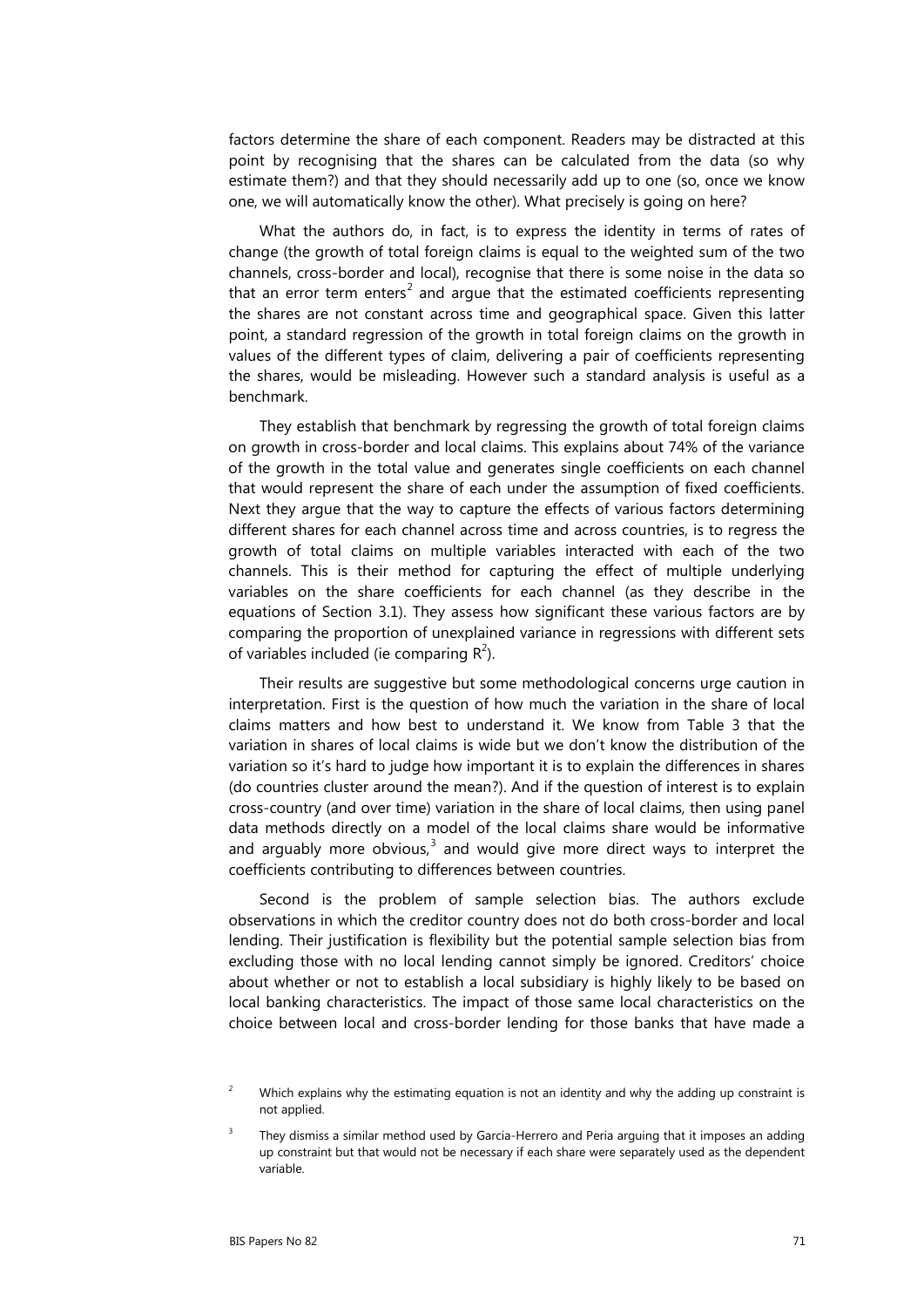factors determine the share of each component. Readers may be distracted at this point by recognising that the shares can be calculated from the data (so why estimate them?) and that they should necessarily add up to one (so, once we know one, we will automatically know the other). What precisely is going on here?

What the authors do, in fact, is to express the identity in terms of rates of change (the growth of total foreign claims is equal to the weighted sum of the two channels, cross-border and local), recognise that there is some noise in the data so that an error term enters[2] and argue that the estimated coefficients representing the shares are not constant across time and geographical space. Given this latter point, a standard regression of the growth in total foreign claims on the growth in values of the different types of claim, delivering a pair of coefficients representing the shares, would be misleading. However such a standard analysis is useful as a benchmark.

They establish that benchmark by regressing the growth of total foreign claims on growth in cross-border and local claims. This explains about 74% of the variance of the growth in the total value and generates single coefficients on each channel that would represent the share of each under the assumption of fixed coefficients. Next they argue that the way to capture the effects of various factors determining different shares for each channel across time and across countries, is to regress the growth of total claims on multiple variables interacted with each of the two channels. This is their method for capturing the effect of multiple underlying variables on the share coefficients for each channel (as they describe in the equations of Section 3.1). They assess how significant these various factors are by comparing the proportion of unexplained variance in regressions with different sets of variables included (ie comparing $R^2$).

Their results are suggestive but some methodological concerns urge caution in interpretation. First is the question of how much the variation in the share of local claims matters and how best to understand it. We know from Table 3 that the variation in shares of local claims is wide but we don't know the distribution of the variation so it's hard to judge how important it is to explain the differences in shares (do countries cluster around the mean?). And if the question of interest is to explain cross-country (and over time) variation in the share of local claims, then using panel data methods directly on a model of the local claims share would be informative and arguably more obvious,[3] and would give more direct ways to interpret the coefficients contributing to differences between countries.

Second is the problem of sample selection bias. The authors exclude observations in which the creditor country does not do both cross-border and local lending. Their justification is flexibility but the potential sample selection bias from excluding those with no local lending cannot simply be ignored. Creditors' choice about whether or not to establish a local subsidiary is highly likely to be based on local banking characteristics. The impact of those same local characteristics on the choice between local and cross-border lending for those banks that have made a

[2] Which explains why the estimating equation is not an identity and why the adding up constraint is not applied.

[3] They dismiss a similar method used by Garcia-Herrero and Peria arguing that it imposes an adding up constraint but that would not be necessary if each share were separately used as the dependent variable.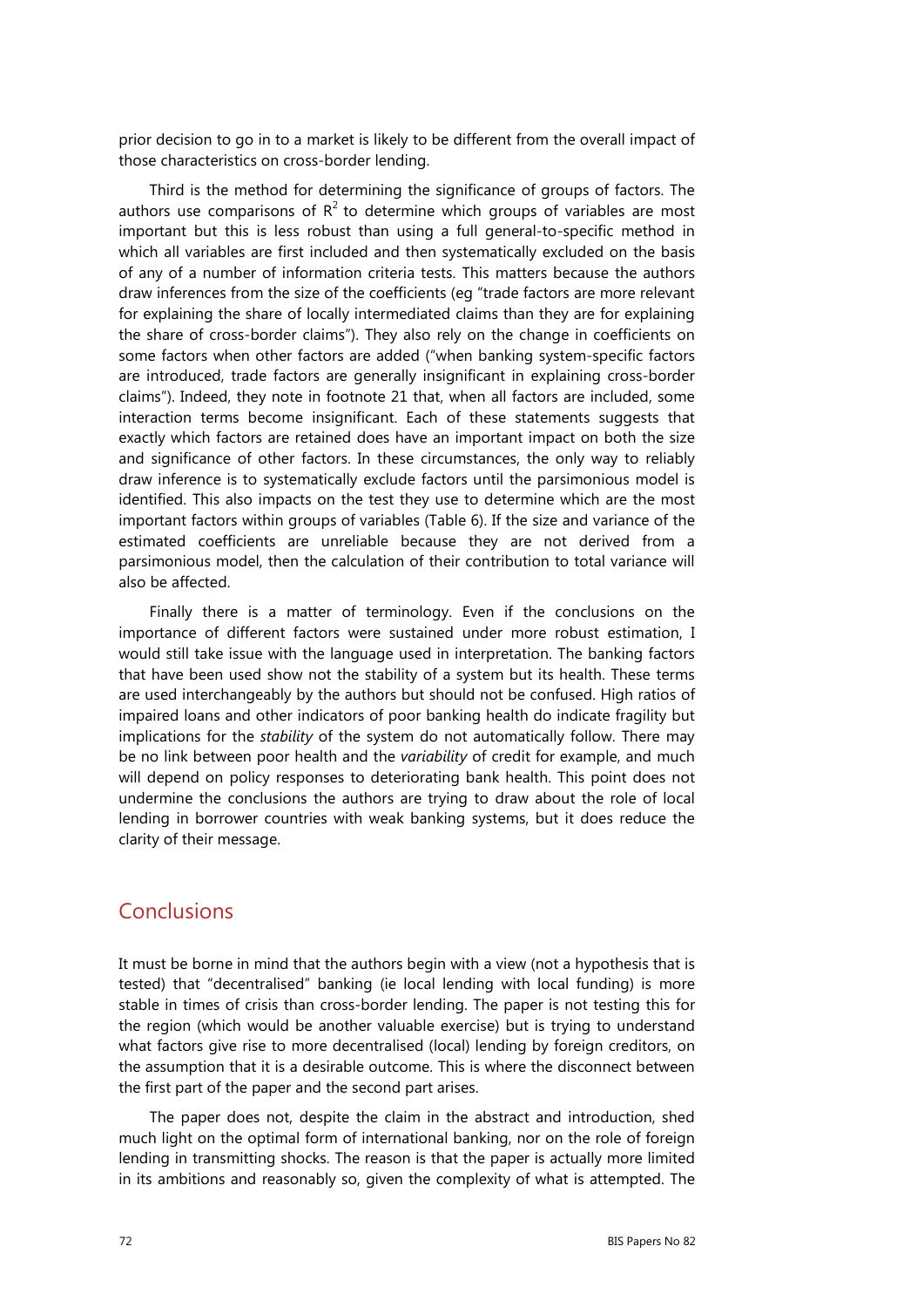prior decision to go in to a market is likely to be different from the overall impact of those characteristics on cross-border lending.

Third is the method for determining the significance of groups of factors. The authors use comparisons of $R^2$ to determine which groups of variables are most important but this is less robust than using a full general-to-specific method in which all variables are first included and then systematically excluded on the basis of any of a number of information criteria tests. This matters because the authors draw inferences from the size of the coefficients (eg "trade factors are more relevant for explaining the share of locally intermediated claims than they are for explaining the share of cross-border claims"). They also rely on the change in coefficients on some factors when other factors are added ("when banking system-specific factors are introduced, trade factors are generally insignificant in explaining cross-border claims"). Indeed, they note in footnote 21 that, when all factors are included, some interaction terms become insignificant. Each of these statements suggests that exactly which factors are retained does have an important impact on both the size and significance of other factors. In these circumstances, the only way to reliably draw inference is to systematically exclude factors until the parsimonious model is identified. This also impacts on the test they use to determine which are the most important factors within groups of variables (Table 6). If the size and variance of the estimated coefficients are unreliable because they are not derived from a parsimonious model, then the calculation of their contribution to total variance will also be affected.

Finally there is a matter of terminology. Even if the conclusions on the importance of different factors were sustained under more robust estimation, I would still take issue with the language used in interpretation. The banking factors that have been used show not the stability of a system but its health. These terms are used interchangeably by the authors but should not be confused. High ratios of impaired loans and other indicators of poor banking health do indicate fragility but implications for the *stability* of the system do not automatically follow. There may be no link between poor health and the *variability* of credit for example, and much will depend on policy responses to deteriorating bank health. This point does not undermine the conclusions the authors are trying to draw about the role of local lending in borrower countries with weak banking systems, but it does reduce the clarity of their message.

## Conclusions

It must be borne in mind that the authors begin with a view (not a hypothesis that is tested) that "decentralised" banking (ie local lending with local funding) is more stable in times of crisis than cross-border lending. The paper is not testing this for the region (which would be another valuable exercise) but is trying to understand what factors give rise to more decentralised (local) lending by foreign creditors, on the assumption that it is a desirable outcome. This is where the disconnect between the first part of the paper and the second part arises.

The paper does not, despite the claim in the abstract and introduction, shed much light on the optimal form of international banking, nor on the role of foreign lending in transmitting shocks. The reason is that the paper is actually more limited in its ambitions and reasonably so, given the complexity of what is attempted. The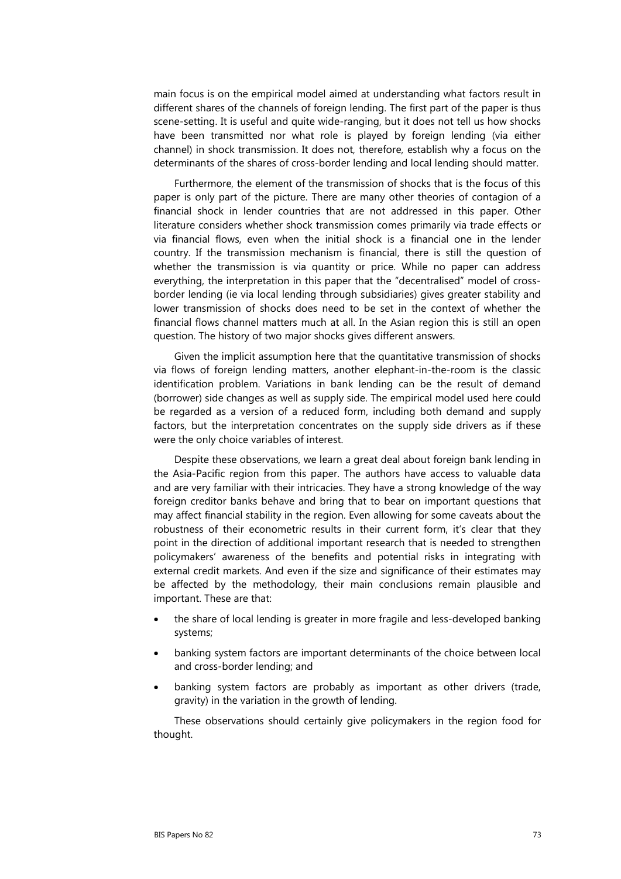main focus is on the empirical model aimed at understanding what factors result in different shares of the channels of foreign lending. The first part of the paper is thus scene-setting. It is useful and quite wide-ranging, but it does not tell us how shocks have been transmitted nor what role is played by foreign lending (via either channel) in shock transmission. It does not, therefore, establish why a focus on the determinants of the shares of cross-border lending and local lending should matter.

Furthermore, the element of the transmission of shocks that is the focus of this paper is only part of the picture. There are many other theories of contagion of a financial shock in lender countries that are not addressed in this paper. Other literature considers whether shock transmission comes primarily via trade effects or via financial flows, even when the initial shock is a financial one in the lender country. If the transmission mechanism is financial, there is still the question of whether the transmission is via quantity or price. While no paper can address everything, the interpretation in this paper that the "decentralised" model of cross-border lending (ie via local lending through subsidiaries) gives greater stability and lower transmission of shocks does need to be set in the context of whether the financial flows channel matters much at all. In the Asian region this is still an open question. The history of two major shocks gives different answers.

Given the implicit assumption here that the quantitative transmission of shocks via flows of foreign lending matters, another elephant-in-the-room is the classic identification problem. Variations in bank lending can be the result of demand (borrower) side changes as well as supply side. The empirical model used here could be regarded as a version of a reduced form, including both demand and supply factors, but the interpretation concentrates on the supply side drivers as if these were the only choice variables of interest.

Despite these observations, we learn a great deal about foreign bank lending in the Asia-Pacific region from this paper. The authors have access to valuable data and are very familiar with their intricacies. They have a strong knowledge of the way foreign creditor banks behave and bring that to bear on important questions that may affect financial stability in the region. Even allowing for some caveats about the robustness of their econometric results in their current form, it's clear that they point in the direction of additional important research that is needed to strengthen policymakers' awareness of the benefits and potential risks in integrating with external credit markets. And even if the size and significance of their estimates may be affected by the methodology, their main conclusions remain plausible and important. These are that:

- the share of local lending is greater in more fragile and less-developed banking systems;
- banking system factors are important determinants of the choice between local and cross-border lending; and
- banking system factors are probably as important as other drivers (trade, gravity) in the variation in the growth of lending.

These observations should certainly give policymakers in the region food for thought.